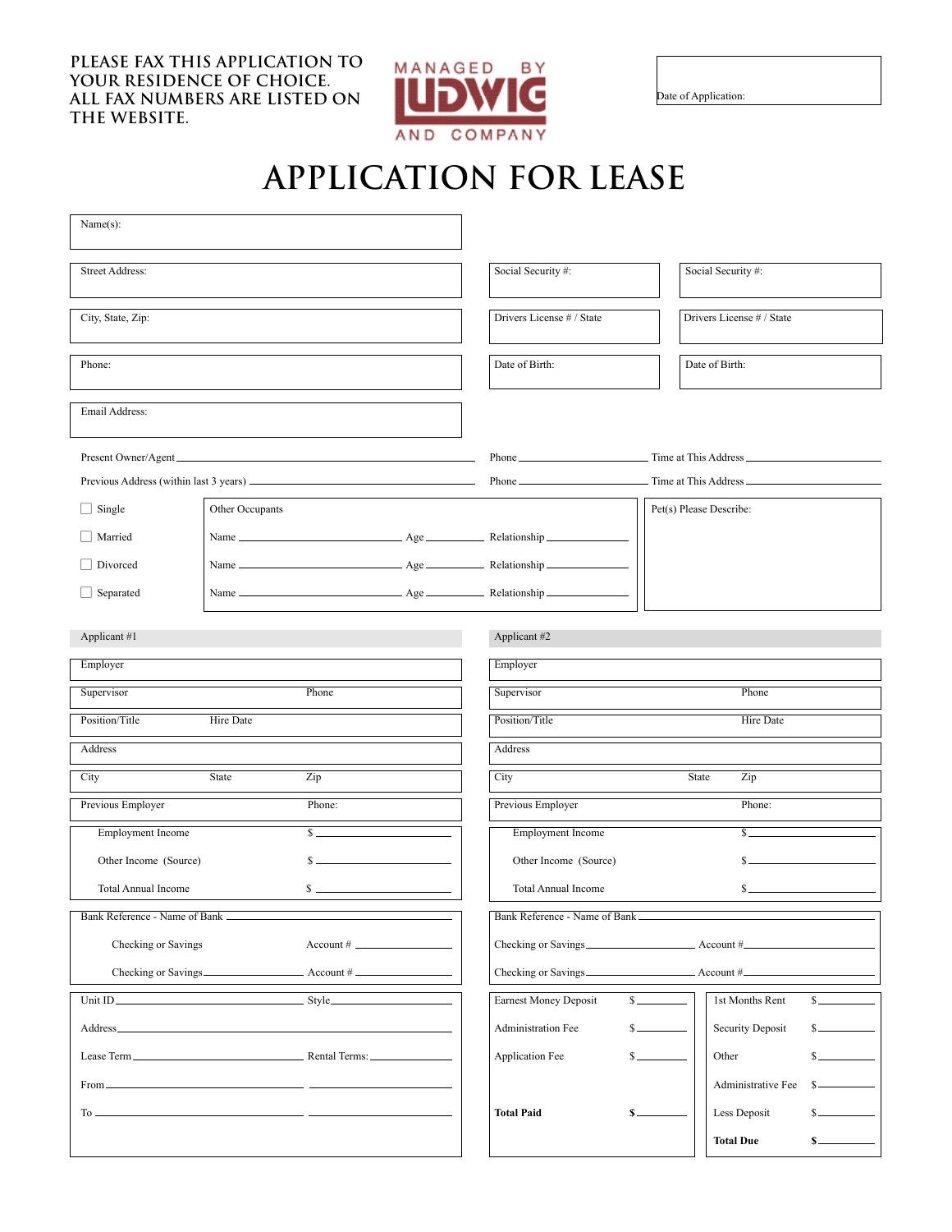**PLEASE FAX THIS APPLICATION TO YOUR RESIDENCE OF CHOICE. ALL FAX NUMBERS ARE LISTED ON THE WEBSITE.**

MANAGED BY LUDWIG AND COMPANY

Date of Application:

# APPLICATION FOR LEASE

| | | |
|---|---|---|
| Name(s): | | |
| Street Address: | Social Security #: | Social Security #: |
| City, State, Zip: | Drivers License # / State | Drivers License # / State |
| Phone: | Date of Birth: | Date of Birth: |
| Email Address: | | |

Present Owner/Agent ______________________ Phone ______________ Time at This Address ______________

Previous Address (within last 3 years) ______________________ Phone ______________ Time at This Address ______________

☐ Single
☐ Married
☐ Divorced
☐ Separated

Other Occupants

Name ______________ Age ________ Relationship ______________

Name ______________ Age ________ Relationship ______________

Name ______________ Age ________ Relationship ______________

Pet(s) Please Describe:

| Applicant #1 | | | Applicant #2 | | |
|---|---|---|---|---|---|
| Employer | | | Employer | | |
| Supervisor | | Phone | Supervisor | | Phone |
| Position/Title | Hire Date | | Position/Title | | Hire Date |
| Address | | | Address | | |
| City | State | Zip | City | State | Zip |
| Previous Employer | | Phone: | Previous Employer | | Phone: |
| Employment Income | | $ ______ | Employment Income | | $ ______ |
| Other Income (Source) | | $ ______ | Other Income (Source) | | $ ______ |
| Total Annual Income | | $ ______ | Total Annual Income | | $ ______ |
| Bank Reference - Name of Bank ______ | | | Bank Reference - Name of Bank ______ | | |
| Checking or Savings | | Account # ______ | Checking or Savings ______ | | Account # ______ |
| Checking or Savings ______ | | Account # ______ | Checking or Savings ______ | | Account # ______ |

Unit ID ______________ Style ______________

Address ______________

Lease Term ______________ Rental Terms: ______________

From ______________ ______________

To ______________ ______________

| | |
|---|---|
| Earnest Money Deposit | $ ______ |
| Administration Fee | $ ______ |
| Application Fee | $ ______ |
| **Total Paid** | **$** ______ |

| | |
|---|---|
| 1st Months Rent | $ ______ |
| Security Deposit | $ ______ |
| Other | $ ______ |
| Administrative Fee | $ ______ |
| Less Deposit | $ ______ |
| **Total Due** | **$** ______ |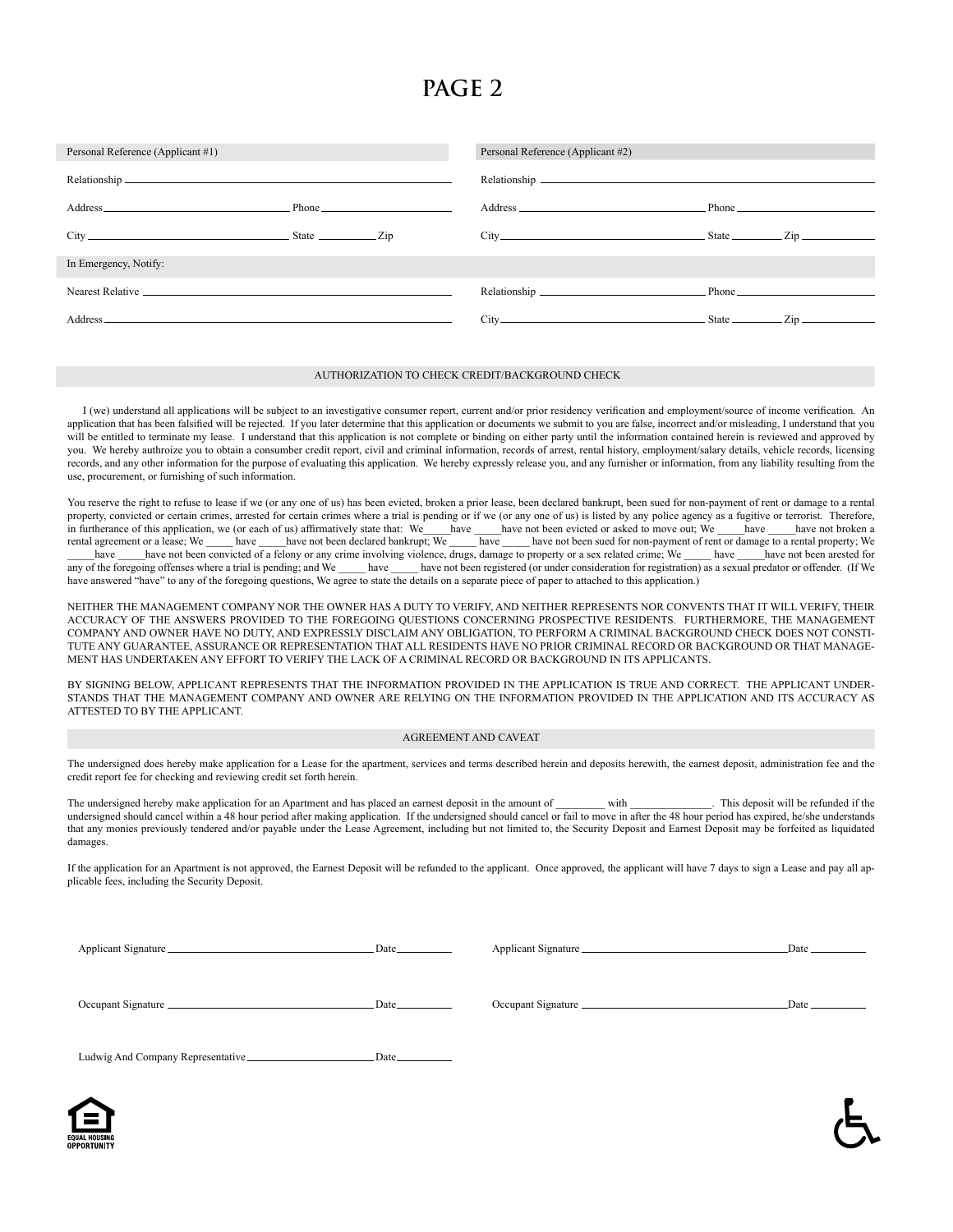# PAGE 2

**Personal Reference (Applicant #1)**

Relationship ______________________________

Address ______________________ Phone ______________

City ______________________ State __________ Zip

**Personal Reference (Applicant #2)**

Relationship ______________________________

Address ______________________ Phone ______________

City ______________________ State __________ Zip ______________

**In Emergency, Notify:**

Nearest Relative ______________________________

Address ______________________________

Relationship ______________________ Phone ______________

City ______________________ State __________ Zip ______________

## AUTHORIZATION TO CHECK CREDIT/BACKGROUND CHECK

I (we) understand all applications will be subject to an investigative consumer report, current and/or prior residency verification and employment/source of income verification. An application that has been falsified will be rejected. If you later determine that this application or documents we submit to you are false, incorrect and/or misleading, I understand that you will be entitled to terminate my lease. I understand that this application is not complete or binding on either party until the information contained herein is reviewed and approved by you. We hereby authroize you to obtain a consumer credit report, civil and criminal information, records of arrest, rental history, employment/salary details, vehicle records, licensing records, and any other information for the purpose of evaluating this application. We hereby expressly release you, and any furnisher or information, from any liability resulting from the use, procurement, or furnishing of such information.

You reserve the right to refuse to lease if we (or any one of us) has been evicted, broken a prior lease, been declared bankrupt, been sued for non-payment of rent or damage to a rental property, convicted or certain crimes, arrested for certain crimes where a trial is pending or if we (or any one of us) is listed by any police agency as a fugitive or terrorist. Therefore, in furtherance of this application, we (or each of us) affirmatively state that: We_____have _____have not been evicted or asked to move out; We _____have _____have not broken a rental agreement or a lease; We _____ have _____have not been declared bankrupt; We _____ have _____ have not been sued for non-payment of rent or damage to a rental property; We _____have _____have not been convicted of a felony or any crime involving violence, drugs, damage to property or a sex related crime; We _____ have _____have not been arested for any of the foregoing offenses where a trial is pending; and We _____ have _____ have not been registered (or under consideration for registration) as a sexual predator or offender. (If We have answered "have" to any of the foregoing questions, We agree to state the details on a separate piece of paper to attached to this application.)

NEITHER THE MANAGEMENT COMPANY NOR THE OWNER HAS A DUTY TO VERIFY, AND NEITHER REPRESENTS NOR CONVENTS THAT IT WILL VERIFY, THEIR ACCURACY OF THE ANSWERS PROVIDED TO THE FOREGOING QUESTIONS CONCERNING PROSPECTIVE RESIDENTS. FURTHERMORE, THE MANAGEMENT COMPANY AND OWNER HAVE NO DUTY, AND EXPRESSLY DISCLAIM ANY OBLIGATION, TO PERFORM A CRIMINAL BACKGROUND CHECK DOES NOT CONSTITUTE ANY GUARANTEE, ASSURANCE OR REPRESENTATION THAT ALL RESIDENTS HAVE NO PRIOR CRIMINAL RECORD OR BACKGROUND OR THAT MANAGEMENT HAS UNDERTAKEN ANY EFFORT TO VERIFY THE LACK OF A CRIMINAL RECORD OR BACKGROUND IN ITS APPLICANTS.

BY SIGNING BELOW, APPLICANT REPRESENTS THAT THE INFORMATION PROVIDED IN THE APPLICATION IS TRUE AND CORRECT. THE APPLICANT UNDERSTANDS THAT THE MANAGEMENT COMPANY AND OWNER ARE RELYING ON THE INFORMATION PROVIDED IN THE APPLICATION AND ITS ACCURACY AS ATTESTED TO BY THE APPLICANT.

## AGREEMENT AND CAVEAT

The undersigned does hereby make application for a Lease for the apartment, services and terms described herein and deposits herewith, the earnest deposit, administration fee and the credit report fee for checking and reviewing credit set forth herein.

The undersigned hereby make application for an Apartment and has placed an earnest deposit in the amount of _________ with ______________. This deposit will be refunded if the undersigned should cancel within a 48 hour period after making application. If the undersigned should cancel or fail to move in after the 48 hour period has expired, he/she understands that any monies previously tendered and/or payable under the Lease Agreement, including but not limited to, the Security Deposit and Earnest Deposit may be forfeited as liquidated damages.

If the application for an Apartment is not approved, the Earnest Deposit will be refunded to the applicant. Once approved, the applicant will have 7 days to sign a Lease and pay all applicable fees, including the Security Deposit.

Applicant Signature ______________________ Date __________

Applicant Signature ______________________ Date __________

Occupant Signature ______________________ Date __________

Occupant Signature ______________________ Date __________

Ludwig And Company Representative ______________________ Date __________

EQUAL HOUSING OPPORTUNITY